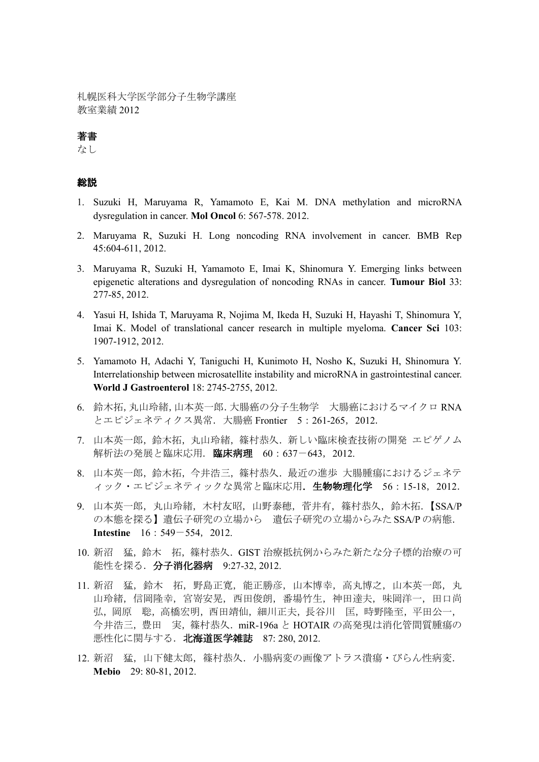札幌医科大学医学部分子生物学講座
教室業績 2012

## 著書

なし

## 総説

1. Suzuki H, Maruyama R, Yamamoto E, Kai M. DNA methylation and microRNA dysregulation in cancer. **Mol Oncol** 6: 567-578. 2012.

2. Maruyama R, Suzuki H. Long noncoding RNA involvement in cancer. BMB Rep 45:604-611, 2012.

3. Maruyama R, Suzuki H, Yamamoto E, Imai K, Shinomura Y. Emerging links between epigenetic alterations and dysregulation of noncoding RNAs in cancer. **Tumour Biol** 33: 277-85, 2012.

4. Yasui H, Ishida T, Maruyama R, Nojima M, Ikeda H, Suzuki H, Hayashi T, Shinomura Y, Imai K. Model of translational cancer research in multiple myeloma. **Cancer Sci** 103: 1907-1912, 2012.

5. Yamamoto H, Adachi Y, Taniguchi H, Kunimoto H, Nosho K, Suzuki H, Shinomura Y. Interrelationship between microsatellite instability and microRNA in gastrointestinal cancer. **World J Gastroenterol** 18: 2745-2755, 2012.

6. 鈴木拓, 丸山玲緒, 山本英一郎. 大腸癌の分子生物学　大腸癌におけるマイクロ RNA とエピジェネティクス異常．大腸癌 Frontier　5：261-265，2012.

7. 山本英一郎，鈴木拓，丸山玲緒，篠村恭久．新しい臨床検査技術の開発 エピゲノム解析法の発展と臨床応用．**臨床病理**　60：637－643，2012.

8. 山本英一郎，鈴木拓，今井浩三，篠村恭久．最近の進歩 大腸腫瘍におけるジェネティック・エピジェネティックな異常と臨床応用．**生物物理化学**　56：15-18，2012.

9. 山本英一郎，丸山玲緒，木村友昭，山野泰穂，菅井有，篠村恭久，鈴木拓．【SSA/P の本態を探る】遺伝子研究の立場から　遺伝子研究の立場からみた SSA/P の病態．**Intestine**　16：549－554，2012.

10. 新沼　猛，鈴木　拓，篠村恭久．GIST 治療抵抗例からみた新たな分子標的治療の可能性を探る．**分子消化器病**　9:27-32, 2012.

11. 新沼　猛，鈴木　拓，野島正寛，能正勝彦，山本博幸，高丸博之，山本英一郎，丸山玲緒，信岡隆幸，宮嵜安晃，西田俊朗，番場竹生，神田達夫，味岡洋一，田口尚弘，岡原　聡，高橋宏明，西田靖仙，細川正夫，長谷川　匡，時野隆至，平田公一，今井浩三，豊田　実，篠村恭久．miR-196a と HOTAIR の高発現は消化管間質腫瘍の悪性化に関与する．**北海道医学雑誌**　87: 280, 2012.

12. 新沼　猛，山下健太郎，篠村恭久．小腸病変の画像アトラス潰瘍・びらん性病変．**Mebio**　29: 80-81, 2012.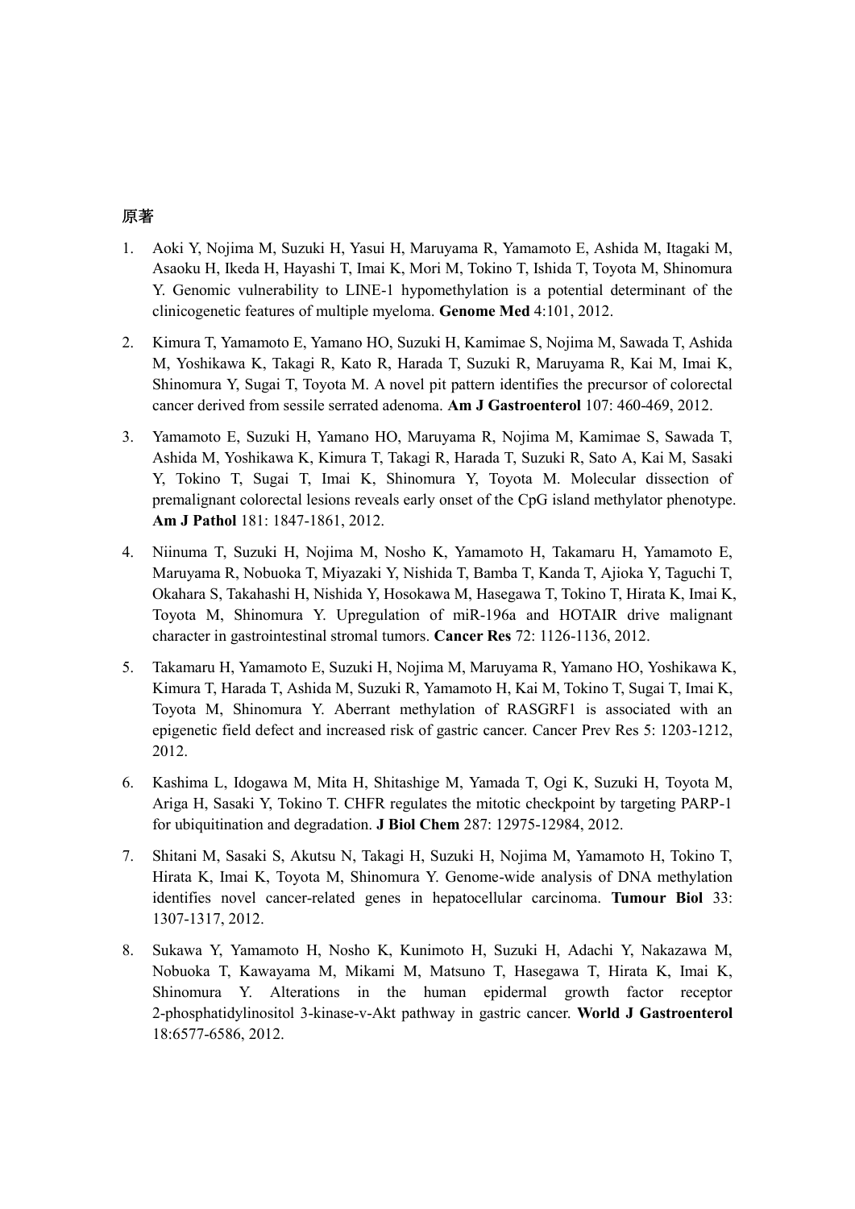## 原著

1. Aoki Y, Nojima M, Suzuki H, Yasui H, Maruyama R, Yamamoto E, Ashida M, Itagaki M, Asaoku H, Ikeda H, Hayashi T, Imai K, Mori M, Tokino T, Ishida T, Toyota M, Shinomura Y. Genomic vulnerability to LINE-1 hypomethylation is a potential determinant of the clinicogenetic features of multiple myeloma. **Genome Med** 4:101, 2012.

2. Kimura T, Yamamoto E, Yamano HO, Suzuki H, Kamimae S, Nojima M, Sawada T, Ashida M, Yoshikawa K, Takagi R, Kato R, Harada T, Suzuki R, Maruyama R, Kai M, Imai K, Shinomura Y, Sugai T, Toyota M. A novel pit pattern identifies the precursor of colorectal cancer derived from sessile serrated adenoma. **Am J Gastroenterol** 107: 460-469, 2012.

3. Yamamoto E, Suzuki H, Yamano HO, Maruyama R, Nojima M, Kamimae S, Sawada T, Ashida M, Yoshikawa K, Kimura T, Takagi R, Harada T, Suzuki R, Sato A, Kai M, Sasaki Y, Tokino T, Sugai T, Imai K, Shinomura Y, Toyota M. Molecular dissection of premalignant colorectal lesions reveals early onset of the CpG island methylator phenotype. **Am J Pathol** 181: 1847-1861, 2012.

4. Niinuma T, Suzuki H, Nojima M, Nosho K, Yamamoto H, Takamaru H, Yamamoto E, Maruyama R, Nobuoka T, Miyazaki Y, Nishida T, Bamba T, Kanda T, Ajioka Y, Taguchi T, Okahara S, Takahashi H, Nishida Y, Hosokawa M, Hasegawa T, Tokino T, Hirata K, Imai K, Toyota M, Shinomura Y. Upregulation of miR-196a and HOTAIR drive malignant character in gastrointestinal stromal tumors. **Cancer Res** 72: 1126-1136, 2012.

5. Takamaru H, Yamamoto E, Suzuki H, Nojima M, Maruyama R, Yamano HO, Yoshikawa K, Kimura T, Harada T, Ashida M, Suzuki R, Yamamoto H, Kai M, Tokino T, Sugai T, Imai K, Toyota M, Shinomura Y. Aberrant methylation of RASGRF1 is associated with an epigenetic field defect and increased risk of gastric cancer. Cancer Prev Res 5: 1203-1212, 2012.

6. Kashima L, Idogawa M, Mita H, Shitashige M, Yamada T, Ogi K, Suzuki H, Toyota M, Ariga H, Sasaki Y, Tokino T. CHFR regulates the mitotic checkpoint by targeting PARP-1 for ubiquitination and degradation. **J Biol Chem** 287: 12975-12984, 2012.

7. Shitani M, Sasaki S, Akutsu N, Takagi H, Suzuki H, Nojima M, Yamamoto H, Tokino T, Hirata K, Imai K, Toyota M, Shinomura Y. Genome-wide analysis of DNA methylation identifies novel cancer-related genes in hepatocellular carcinoma. **Tumour Biol** 33: 1307-1317, 2012.

8. Sukawa Y, Yamamoto H, Nosho K, Kunimoto H, Suzuki H, Adachi Y, Nakazawa M, Nobuoka T, Kawayama M, Mikami M, Matsuno T, Hasegawa T, Hirata K, Imai K, Shinomura Y. Alterations in the human epidermal growth factor receptor 2-phosphatidylinositol 3-kinase-v-Akt pathway in gastric cancer. **World J Gastroenterol** 18:6577-6586, 2012.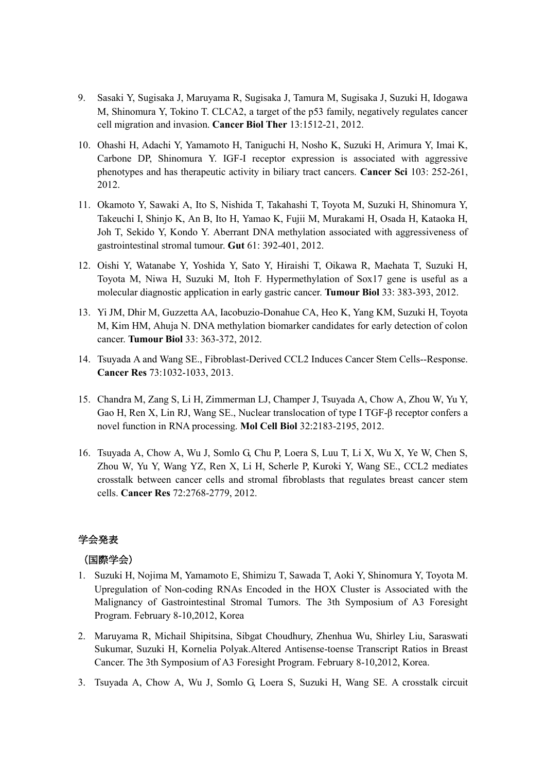9. Sasaki Y, Sugisaka J, Maruyama R, Sugisaka J, Tamura M, Sugisaka J, Suzuki H, Idogawa M, Shinomura Y, Tokino T. CLCA2, a target of the p53 family, negatively regulates cancer cell migration and invasion. **Cancer Biol Ther** 13:1512-21, 2012.

10. Ohashi H, Adachi Y, Yamamoto H, Taniguchi H, Nosho K, Suzuki H, Arimura Y, Imai K, Carbone DP, Shinomura Y. IGF-I receptor expression is associated with aggressive phenotypes and has therapeutic activity in biliary tract cancers. **Cancer Sci** 103: 252-261, 2012.

11. Okamoto Y, Sawaki A, Ito S, Nishida T, Takahashi T, Toyota M, Suzuki H, Shinomura Y, Takeuchi I, Shinjo K, An B, Ito H, Yamao K, Fujii M, Murakami H, Osada H, Kataoka H, Joh T, Sekido Y, Kondo Y. Aberrant DNA methylation associated with aggressiveness of gastrointestinal stromal tumour. **Gut** 61: 392-401, 2012.

12. Oishi Y, Watanabe Y, Yoshida Y, Sato Y, Hiraishi T, Oikawa R, Maehata T, Suzuki H, Toyota M, Niwa H, Suzuki M, Itoh F. Hypermethylation of Sox17 gene is useful as a molecular diagnostic application in early gastric cancer. **Tumour Biol** 33: 383-393, 2012.

13. Yi JM, Dhir M, Guzzetta AA, Iacobuzio-Donahue CA, Heo K, Yang KM, Suzuki H, Toyota M, Kim HM, Ahuja N. DNA methylation biomarker candidates for early detection of colon cancer. **Tumour Biol** 33: 363-372, 2012.

14. Tsuyada A and Wang SE., Fibroblast-Derived CCL2 Induces Cancer Stem Cells--Response. **Cancer Res** 73:1032-1033, 2013.

15. Chandra M, Zang S, Li H, Zimmerman LJ, Champer J, Tsuyada A, Chow A, Zhou W, Yu Y, Gao H, Ren X, Lin RJ, Wang SE., Nuclear translocation of type I TGF-β receptor confers a novel function in RNA processing. **Mol Cell Biol** 32:2183-2195, 2012.

16. Tsuyada A, Chow A, Wu J, Somlo G, Chu P, Loera S, Luu T, Li X, Wu X, Ye W, Chen S, Zhou W, Yu Y, Wang YZ, Ren X, Li H, Scherle P, Kuroki Y, Wang SE., CCL2 mediates crosstalk between cancer cells and stromal fibroblasts that regulates breast cancer stem cells. **Cancer Res** 72:2768-2779, 2012.

学会発表

（国際学会）

1. Suzuki H, Nojima M, Yamamoto E, Shimizu T, Sawada T, Aoki Y, Shinomura Y, Toyota M. Upregulation of Non-coding RNAs Encoded in the HOX Cluster is Associated with the Malignancy of Gastrointestinal Stromal Tumors. The 3th Symposium of A3 Foresight Program. February 8-10,2012, Korea

2. Maruyama R, Michail Shipitsina, Sibgat Choudhury, Zhenhua Wu, Shirley Liu, Saraswati Sukumar, Suzuki H, Kornelia Polyak.Altered Antisense-toense Transcript Ratios in Breast Cancer. The 3th Symposium of A3 Foresight Program. February 8-10,2012, Korea.

3. Tsuyada A, Chow A, Wu J, Somlo G, Loera S, Suzuki H, Wang SE. A crosstalk circuit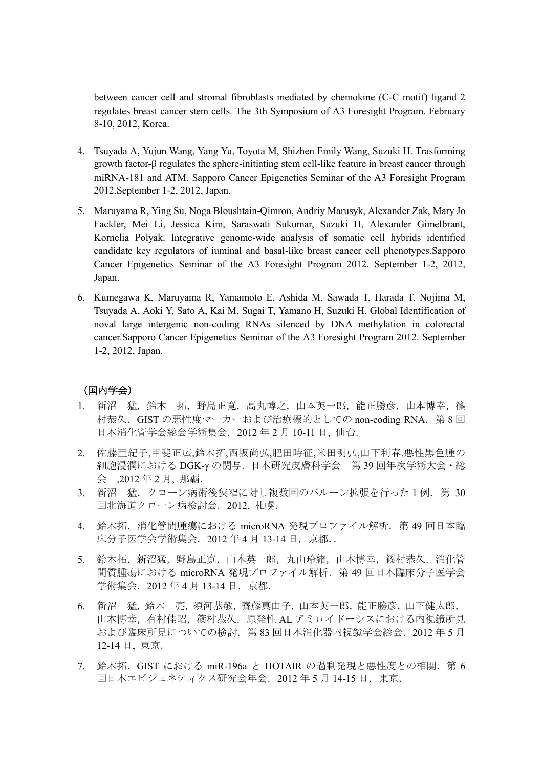between cancer cell and stromal fibroblasts mediated by chemokine (C-C motif) ligand 2 regulates breast cancer stem cells. The 3th Symposium of A3 Foresight Program. February 8-10, 2012, Korea.

4. Tsuyada A, Yujun Wang, Yang Yu, Toyota M, Shizhen Emily Wang, Suzuki H. Trasforming growth factor-β regulates the sphere-initiating stem cell-like feature in breast cancer through miRNA-181 and ATM. Sapporo Cancer Epigenetics Seminar of the A3 Foresight Program 2012.September 1-2, 2012, Japan.

5. Maruyama R, Ying Su, Noga Bloushtain-Qimron, Andriy Marusyk, Alexander Zak, Mary Jo Fackler, Mei Li, Jessica Kim, Saraswati Sukumar, Suzuki H, Alexander Gimelbrant, Kornelia Polyak. Integrative genome-wide analysis of somatic cell hybrids identified candidate key regulators of iuminal and basal-like breast cancer cell phenotypes.Sapporo Cancer Epigenetics Seminar of the A3 Foresight Program 2012. September 1-2, 2012, Japan.

6. Kumegawa K, Maruyama R, Yamamoto E, Ashida M, Sawada T, Harada T, Nojima M, Tsuyada A, Aoki Y, Sato A, Kai M, Sugai T, Yamano H, Suzuki H. Global Identification of noval large intergenic non-coding RNAs silenced by DNA methylation in colorectal cancer.Sapporo Cancer Epigenetics Seminar of the A3 Foresight Program 2012. September 1-2, 2012, Japan.

**（国内学会）**

1. 新沼　猛，鈴木　拓，野島正寛，高丸博之，山本英一郎，能正勝彦，山本博幸，篠村恭久．GIST の悪性度マーカーおよび治療標的としての non-coding RNA．第 8 回日本消化管学会総会学術集会．2012 年 2 月 10-11 日，仙台．

2. 佐藤亜紀子,甲斐正広,鈴木拓,西坂尚弘,肥田時征,米田明弘,山下利春.悪性黒色腫の細胞浸潤における DGK-γ の関与．日本研究皮膚科学会　第 39 回年次学術大会・総会　,2012 年 2 月，那覇．

3. 新沼　猛．クローン病術後狭窄に対し複数回のバルーン拡張を行った 1 例．第 30 回北海道クローン病検討会．2012，札幌．

4. 鈴木拓．消化管間腫瘍における microRNA 発現プロファイル解析．第 49 回日本臨床分子医学会学術集会．2012 年 4 月 13-14 日，京都．.

5. 鈴木拓，新沼猛，野島正寛，山本英一郎，丸山玲緒，山本博幸，篠村恭久．消化管間質腫瘍における microRNA 発現プロファイル解析．第 49 回日本臨床分子医学会学術集会．2012 年 4 月 13-14 日，京都．

6. 新沼　猛，鈴木　亮，須河恭敬，齊藤真由子，山本英一郎，能正勝彦，山下健太郎，山本博幸，有村佳昭，篠村恭久．原発性 AL アミロイドーシスにおける内視鏡所見および臨床所見についての検討．第 83 回日本消化器内視鏡学会総会．2012 年 5 月 12-14 日，東京．

7. 鈴木拓．GIST における miR-196a と HOTAIR の過剰発現と悪性度との相関．第 6 回日本エピジェネティクス研究会年会．2012 年 5 月 14-15 日，東京．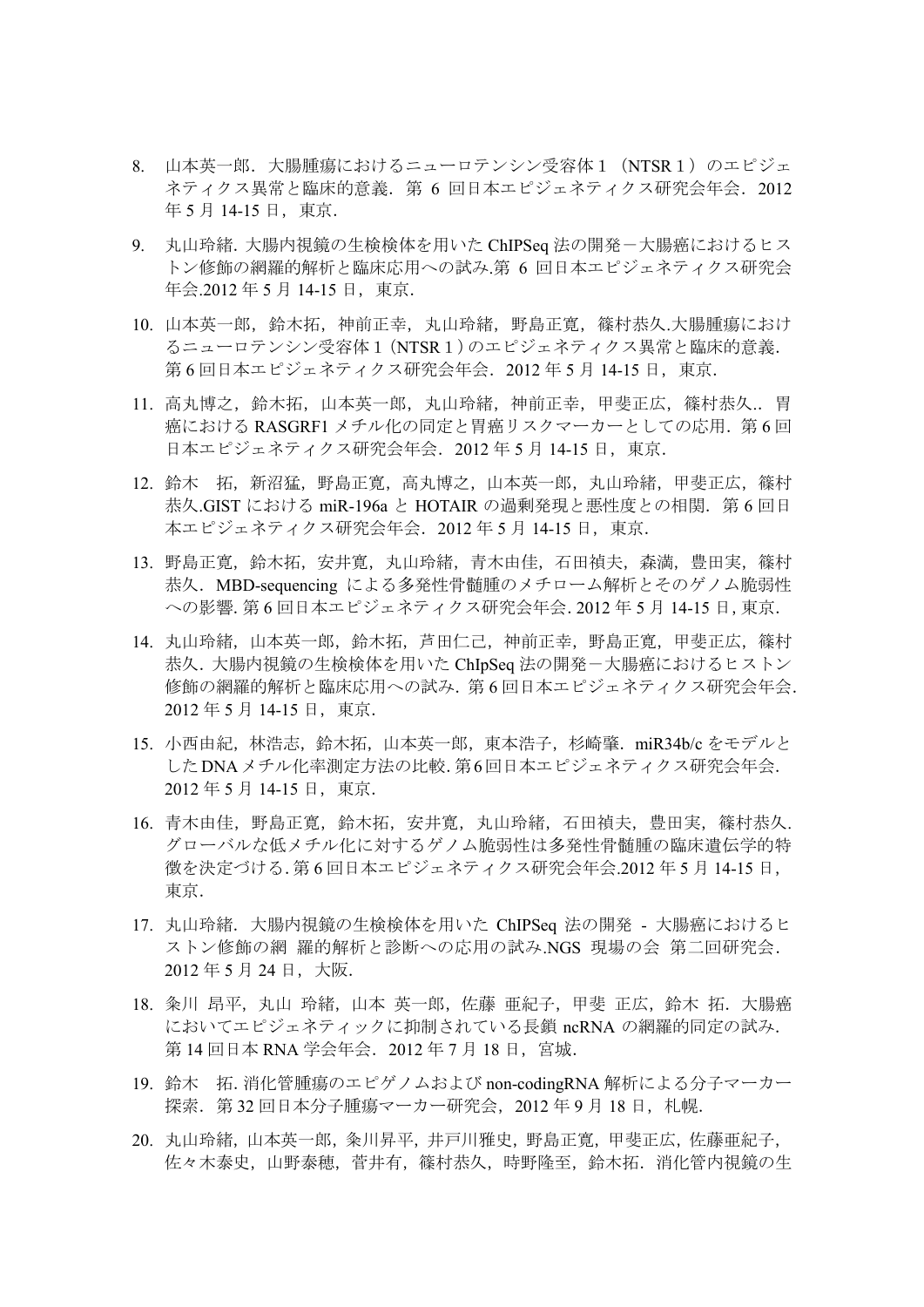8. 山本英一郎．大腸腫瘍におけるニューロテンシン受容体 1 （NTSR 1 ）のエピジェネティクス異常と臨床的意義．第 6 回日本エピジェネティクス研究会年会．2012 年 5 月 14-15 日，東京.

9. 丸山玲緒. 大腸内視鏡の生検検体を用いた ChIPSeq 法の開発－大腸癌におけるヒストン修飾の網羅的解析と臨床応用への試み.第 6 回日本エピジェネティクス研究会年会.2012 年 5 月 14-15 日，東京.

10. 山本英一郎，鈴木拓，神前正幸，丸山玲緒，野島正寛，篠村恭久.大腸腫瘍におけるニューロテンシン受容体 1（NTSR 1 ）のエピジェネティクス異常と臨床的意義．第 6 回日本エピジェネティクス研究会年会．2012 年 5 月 14-15 日，東京.

11. 高丸博之，鈴木拓，山本英一郎，丸山玲緒，神前正幸，甲斐正広，篠村恭久.．胃癌における RASGRF1 メチル化の同定と胃癌リスクマーカーとしての応用．第 6 回日本エピジェネティクス研究会年会．2012 年 5 月 14-15 日，東京.

12. 鈴木　拓，新沼猛，野島正寛，高丸博之，山本英一郎，丸山玲緒，甲斐正広，篠村恭久.GIST における miR-196a と HOTAIR の過剰発現と悪性度との相関．第 6 回日本エピジェネティクス研究会年会．2012 年 5 月 14-15 日，東京.

13. 野島正寛，鈴木拓，安井寛，丸山玲緒，青木由佳，石田禎夫，森満，豊田実，篠村恭久．MBD-sequencing による多発性骨髄腫のメチローム解析とそのゲノム脆弱性への影響. 第 6 回日本エピジェネティクス研究会年会. 2012 年 5 月 14-15 日, 東京.

14. 丸山玲緒，山本英一郎，鈴木拓，芦田仁己，神前正幸，野島正寛，甲斐正広，篠村恭久. 大腸内視鏡の生検検体を用いた ChIpSeq 法の開発－大腸癌におけるヒストン修飾の網羅的解析と臨床応用への試み. 第 6 回日本エピジェネティクス研究会年会. 2012 年 5 月 14-15 日，東京.

15. 小西由紀，林浩志，鈴木拓，山本英一郎，東本浩子，杉崎肇．miR34b/c をモデルとした DNA メチル化率測定方法の比較. 第6回日本エピジェネティクス研究会年会. 2012 年 5 月 14-15 日，東京.

16. 青木由佳，野島正寛，鈴木拓，安井寛，丸山玲緒，石田禎夫，豊田実，篠村恭久. グローバルな低メチル化に対するゲノム脆弱性は多発性骨髄腫の臨床遺伝学的特徴を決定づける. 第 6 回日本エピジェネティクス研究会年会.2012 年 5 月 14-15 日，東京.

17. 丸山玲緒．大腸内視鏡の生検検体を用いた ChIPSeq 法の開発 - 大腸癌におけるヒストン修飾の網 羅的解析と診断への応用の試み.NGS 現場の会 第二回研究会．2012 年 5 月 24 日，大阪.

18. 粂川 昂平，丸山 玲緒，山本 英一郎，佐藤 亜紀子，甲斐 正広，鈴木 拓．大腸癌においてエピジェネティックに抑制されている長鎖 ncRNA の網羅的同定の試み．第 14 回日本 RNA 学会年会．2012 年 7 月 18 日，宮城.

19. 鈴木　拓. 消化管腫瘍のエピゲノムおよび non-codingRNA 解析による分子マーカー探索．第 32 回日本分子腫瘍マーカー研究会，2012 年 9 月 18 日，札幌.

20. 丸山玲緒，山本英一郎，粂川昇平，井戸川雅史，野島正寛，甲斐正広，佐藤亜紀子，佐々木泰史，山野泰穂，菅井有，篠村恭久，時野隆至，鈴木拓．消化管内視鏡の生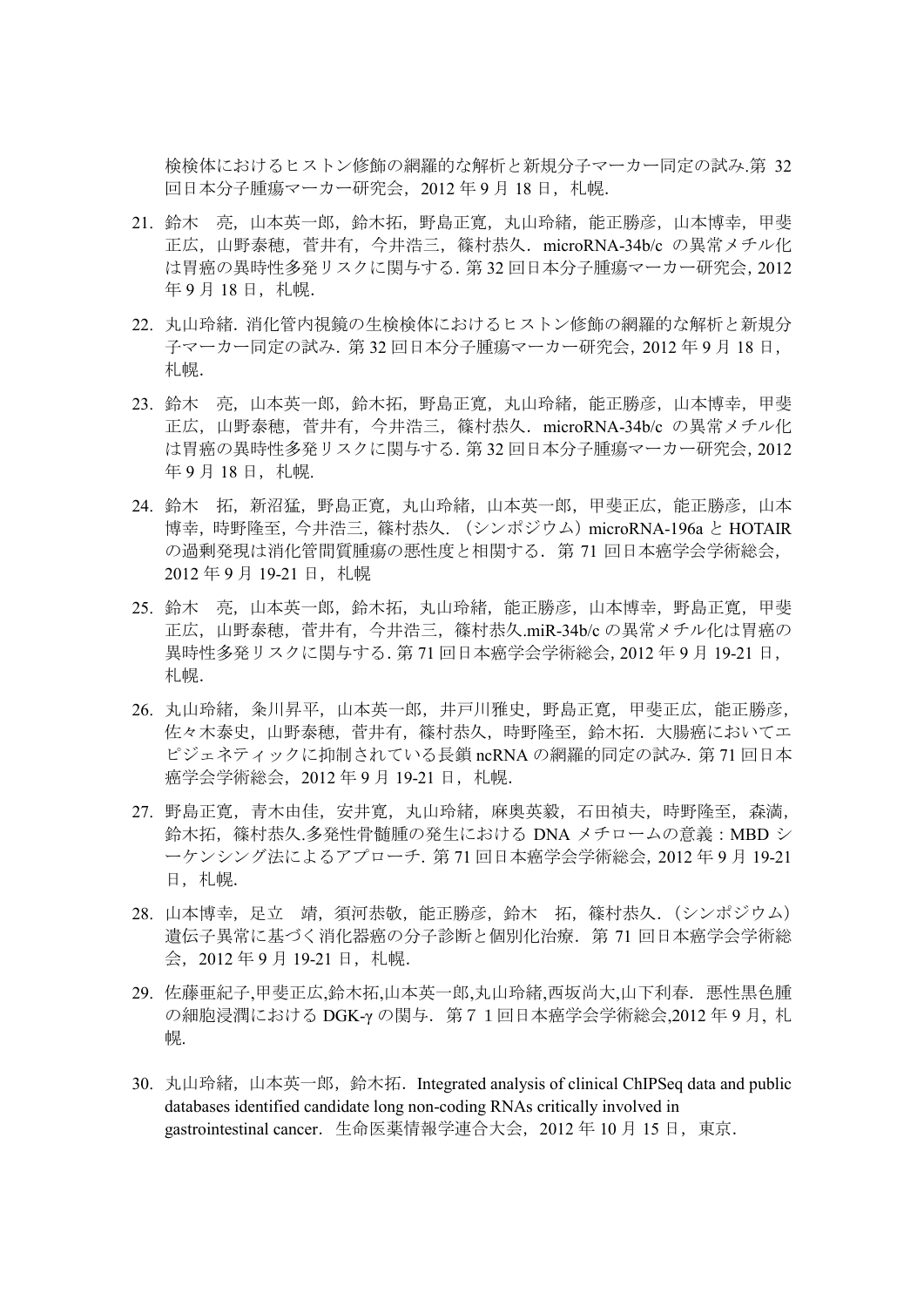検検体におけるヒストン修飾の網羅的な解析と新規分子マーカー同定の試み.第 32 回日本分子腫瘍マーカー研究会，2012 年 9 月 18 日，札幌.

21. 鈴木　亮，山本英一郎，鈴木拓，野島正寛，丸山玲緒，能正勝彦，山本博幸，甲斐正広，山野泰穂，菅井有，今井浩三，篠村恭久．microRNA-34b/c の異常メチル化は胃癌の異時性多発リスクに関与する. 第 32 回日本分子腫瘍マーカー研究会, 2012 年 9 月 18 日，札幌.

22. 丸山玲緒. 消化管内視鏡の生検検体におけるヒストン修飾の網羅的な解析と新規分子マーカー同定の試み. 第 32 回日本分子腫瘍マーカー研究会，2012 年 9 月 18 日，札幌.

23. 鈴木　亮，山本英一郎，鈴木拓，野島正寛，丸山玲緒，能正勝彦，山本博幸，甲斐正広，山野泰穂，菅井有，今井浩三，篠村恭久．microRNA-34b/c の異常メチル化は胃癌の異時性多発リスクに関与する. 第 32 回日本分子腫瘍マーカー研究会, 2012 年 9 月 18 日，札幌.

24. 鈴木　拓，新沼猛，野島正寛，丸山玲緒，山本英一郎，甲斐正広，能正勝彦，山本博幸，時野隆至，今井浩三，篠村恭久．（シンポジウム）microRNA-196a と HOTAIR の過剰発現は消化管間質腫瘍の悪性度と相関する．第 71 回日本癌学会学術総会，2012 年 9 月 19-21 日，札幌

25. 鈴木　亮，山本英一郎，鈴木拓，丸山玲緒，能正勝彦，山本博幸，野島正寛，甲斐正広，山野泰穂，菅井有，今井浩三，篠村恭久.miR-34b/c の異常メチル化は胃癌の異時性多発リスクに関与する. 第 71 回日本癌学会学術総会, 2012 年 9 月 19-21 日，札幌.

26. 丸山玲緒，粂川昇平，山本英一郎，井戸川雅史，野島正寛，甲斐正広，能正勝彦，佐々木泰史，山野泰穂，菅井有，篠村恭久，時野隆至，鈴木拓．大腸癌においてエピジェネティックに抑制されている長鎖 ncRNA の網羅的同定の試み. 第 71 回日本癌学会学術総会，2012 年 9 月 19-21 日，札幌.

27. 野島正寛，青木由佳，安井寛，丸山玲緒，麻奥英毅，石田禎夫，時野隆至，森満，鈴木拓，篠村恭久.多発性骨髄腫の発生における DNA メチロームの意義：MBD シーケンシング法によるアプローチ. 第 71 回日本癌学会学術総会，2012 年 9 月 19-21 日，札幌.

28. 山本博幸，足立　靖，須河恭敬，能正勝彦，鈴木　拓，篠村恭久．（シンポジウム）遺伝子異常に基づく消化器癌の分子診断と個別化治療．第 71 回日本癌学会学術総会，2012 年 9 月 19-21 日，札幌.

29. 佐藤亜紀子,甲斐正広,鈴木拓,山本英一郎,丸山玲緒,西坂尚大,山下利春．悪性黒色腫の細胞浸潤における DGK-γ の関与．第７１回日本癌学会学術総会,2012 年 9 月，札幌.

30. 丸山玲緒，山本英一郎，鈴木拓．Integrated analysis of clinical ChIPSeq data and public databases identified candidate long non-coding RNAs critically involved in gastrointestinal cancer．生命医薬情報学連合大会，2012 年 10 月 15 日，東京.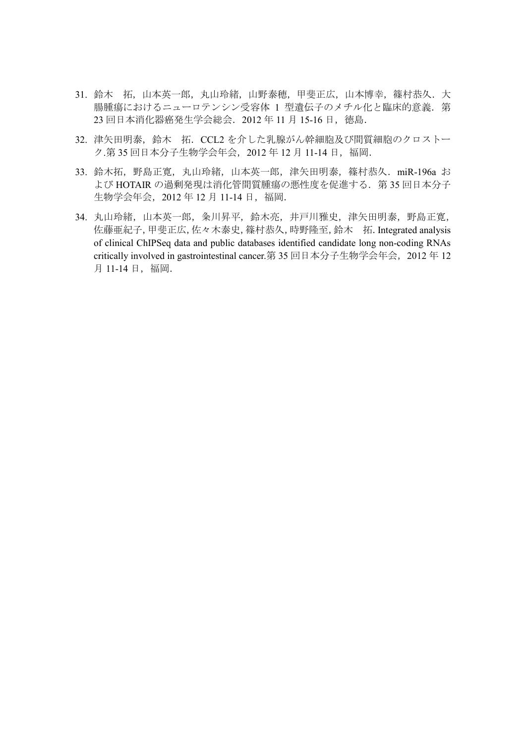31. 鈴木　拓，山本英一郎，丸山玲緒，山野泰穂，甲斐正広，山本博幸，篠村恭久．大腸腫瘍におけるニューロテンシン受容体 1 型遺伝子のメチル化と臨床的意義．第 23 回日本消化器癌発生学会総会．2012 年 11 月 15-16 日，徳島．

32. 津矢田明泰，鈴木　拓．CCL2 を介した乳腺がん幹細胞及び間質細胞のクロストーク.第 35 回日本分子生物学会年会，2012 年 12 月 11-14 日，福岡．

33. 鈴木拓，野島正寛，丸山玲緒，山本英一郎，津矢田明泰，篠村恭久．miR-196a および HOTAIR の過剰発現は消化管間質腫瘍の悪性度を促進する．第 35 回日本分子生物学会年会，2012 年 12 月 11-14 日，福岡．

34. 丸山玲緒，山本英一郎，粂川昇平，鈴木亮，井戸川雅史，津矢田明泰，野島正寛，佐藤亜紀子, 甲斐正広, 佐々木泰史, 篠村恭久, 時野隆至, 鈴木　拓. Integrated analysis of clinical ChIPSeq data and public databases identified candidate long non-coding RNAs critically involved in gastrointestinal cancer.第 35 回日本分子生物学会年会，2012 年 12 月 11-14 日，福岡．